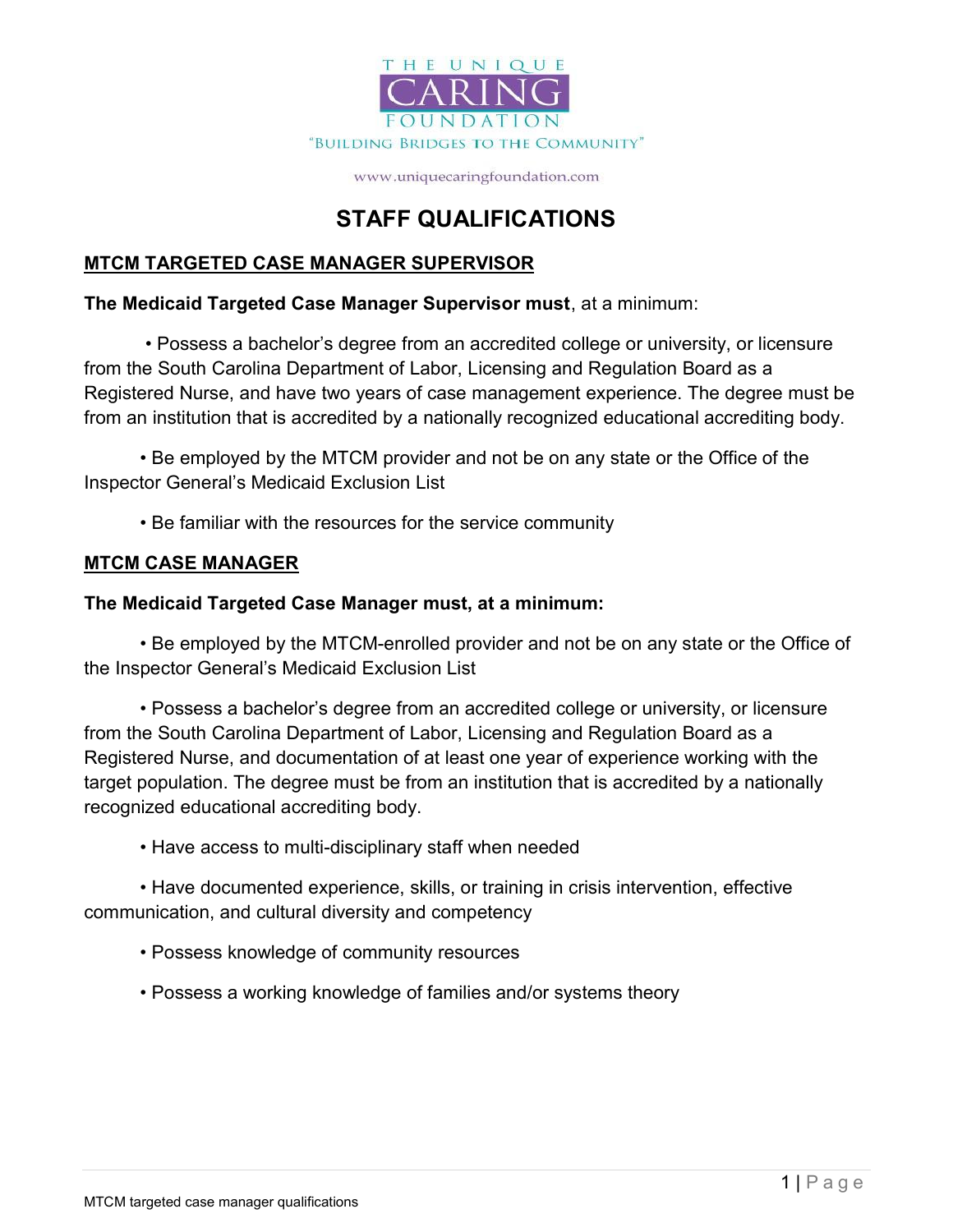THE UNIQUE CARING FOUNDATION

"BUILDING BRIDGES TO THE COMMUNITY"

www.uniquecaringfoundation.com

# STAFF QUALIFICATIONS

## MTCM TARGETED CASE MANAGER SUPERVISOR

**The Medicaid Targeted Case Manager Supervisor must**, at a minimum:

- Possess a bachelor's degree from an accredited college or university, or licensure from the South Carolina Department of Labor, Licensing and Regulation Board as a Registered Nurse, and have two years of case management experience. The degree must be from an institution that is accredited by a nationally recognized educational accrediting body.
- Be employed by the MTCM provider and not be on any state or the Office of the Inspector General's Medicaid Exclusion List
- Be familiar with the resources for the service community

## MTCM CASE MANAGER

**The Medicaid Targeted Case Manager must, at a minimum:**

- Be employed by the MTCM-enrolled provider and not be on any state or the Office of the Inspector General's Medicaid Exclusion List
- Possess a bachelor's degree from an accredited college or university, or licensure from the South Carolina Department of Labor, Licensing and Regulation Board as a Registered Nurse, and documentation of at least one year of experience working with the target population. The degree must be from an institution that is accredited by a nationally recognized educational accrediting body.
- Have access to multi-disciplinary staff when needed
- Have documented experience, skills, or training in crisis intervention, effective communication, and cultural diversity and competency
- Possess knowledge of community resources
- Possess a working knowledge of families and/or systems theory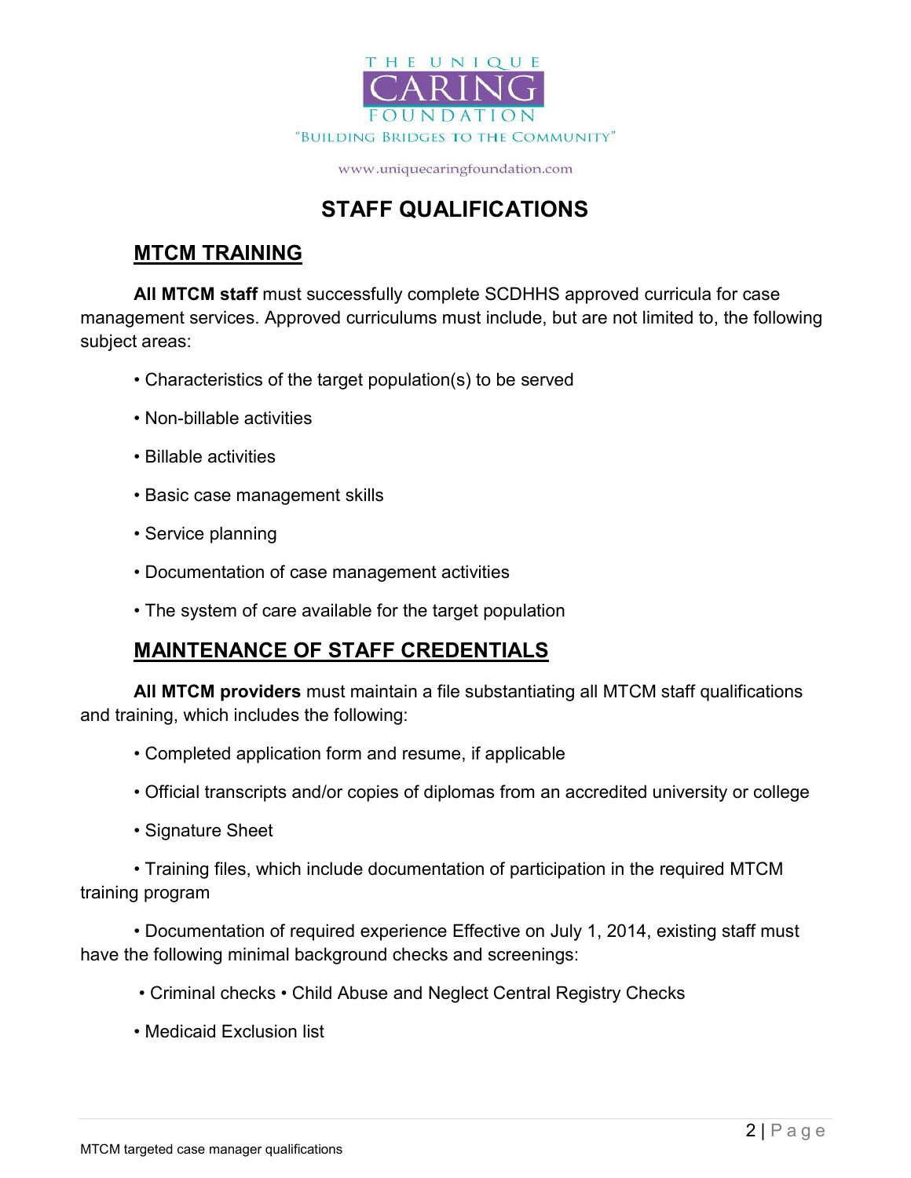THE UNIQUE CARING FOUNDATION

"BUILDING BRIDGES TO THE COMMUNITY"

www.uniquecaringfoundation.com

# STAFF QUALIFICATIONS

## MTCM TRAINING

**All MTCM staff** must successfully complete SCDHHS approved curricula for case management services. Approved curriculums must include, but are not limited to, the following subject areas:

- Characteristics of the target population(s) to be served
- Non-billable activities
- Billable activities
- Basic case management skills
- Service planning
- Documentation of case management activities
- The system of care available for the target population

## MAINTENANCE OF STAFF CREDENTIALS

**All MTCM providers** must maintain a file substantiating all MTCM staff qualifications and training, which includes the following:

- Completed application form and resume, if applicable
- Official transcripts and/or copies of diplomas from an accredited university or college
- Signature Sheet
- Training files, which include documentation of participation in the required MTCM training program
- Documentation of required experience Effective on July 1, 2014, existing staff must have the following minimal background checks and screenings:
- Criminal checks • Child Abuse and Neglect Central Registry Checks
- Medicaid Exclusion list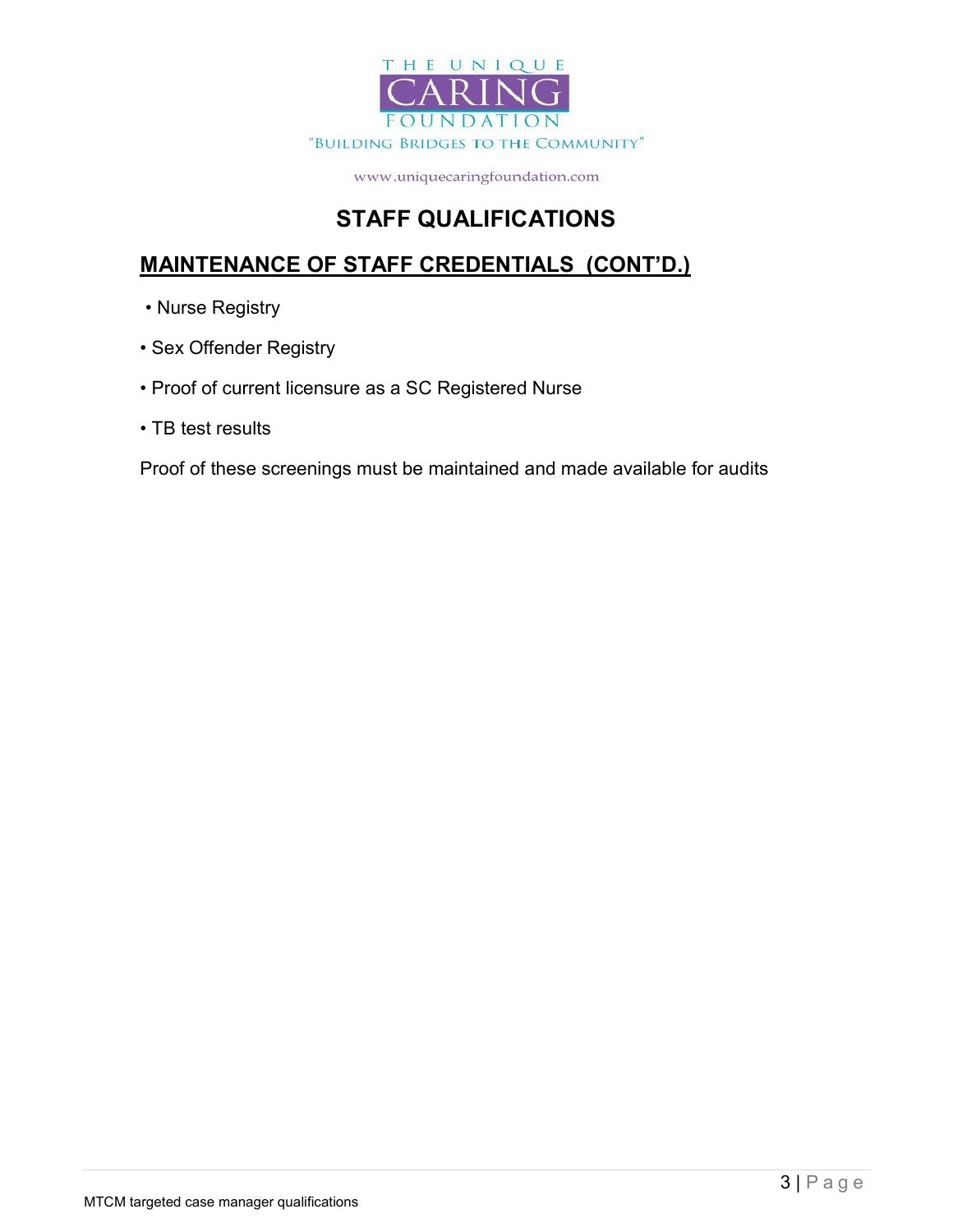# STAFF QUALIFICATIONS

## MAINTENANCE OF STAFF CREDENTIALS (CONT'D.)

- Nurse Registry
- Sex Offender Registry
- Proof of current licensure as a SC Registered Nurse
- TB test results

Proof of these screenings must be maintained and made available for audits